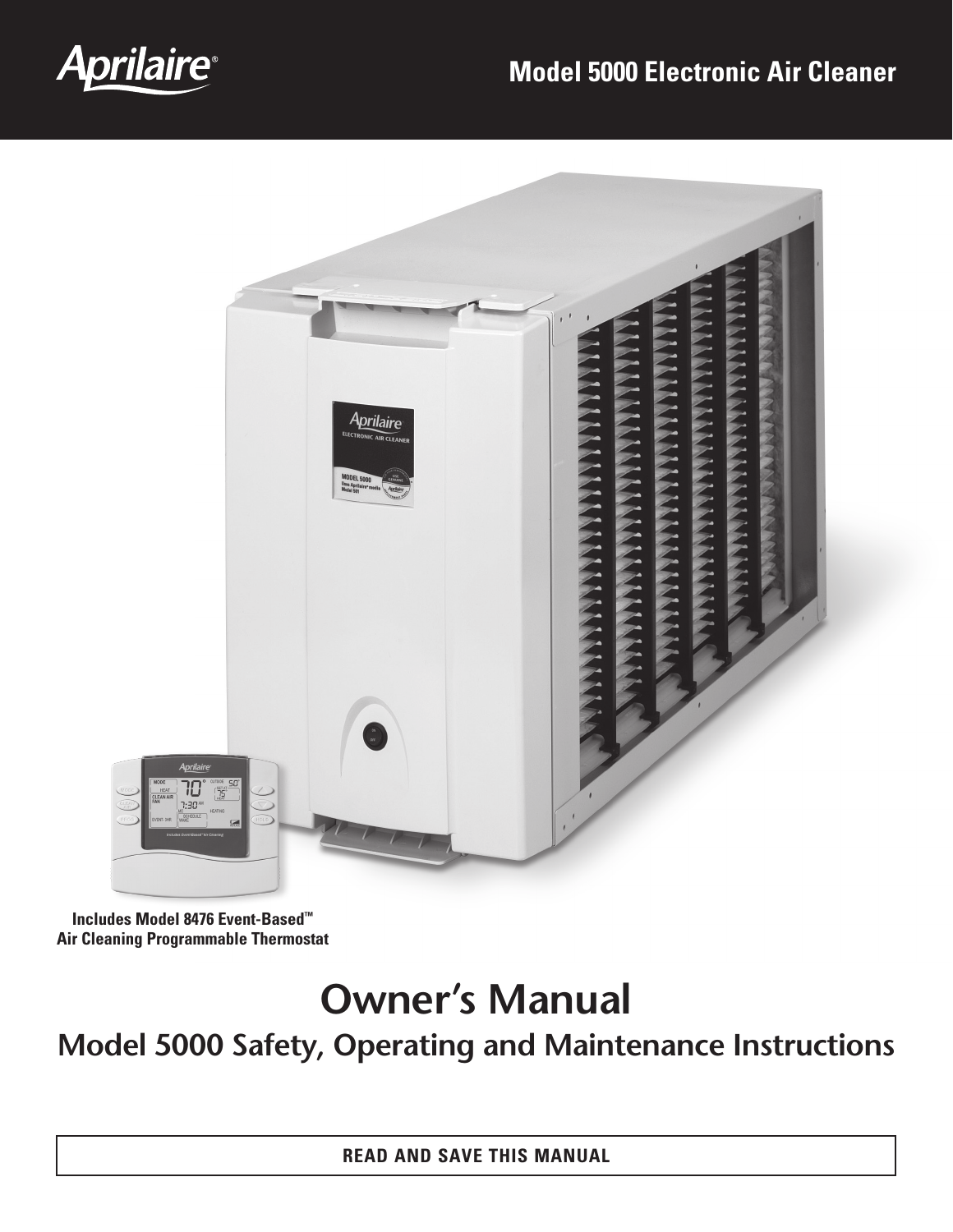Aprilaire®

**Model 5000 Electronic Air Cleaner**

**Includes Model 8476 Event-Based™ Air Cleaning Programmable Thermostat**

# Owner's Manual

## Model 5000 Safety, Operating and Maintenance Instructions

**READ AND SAVE THIS MANUAL**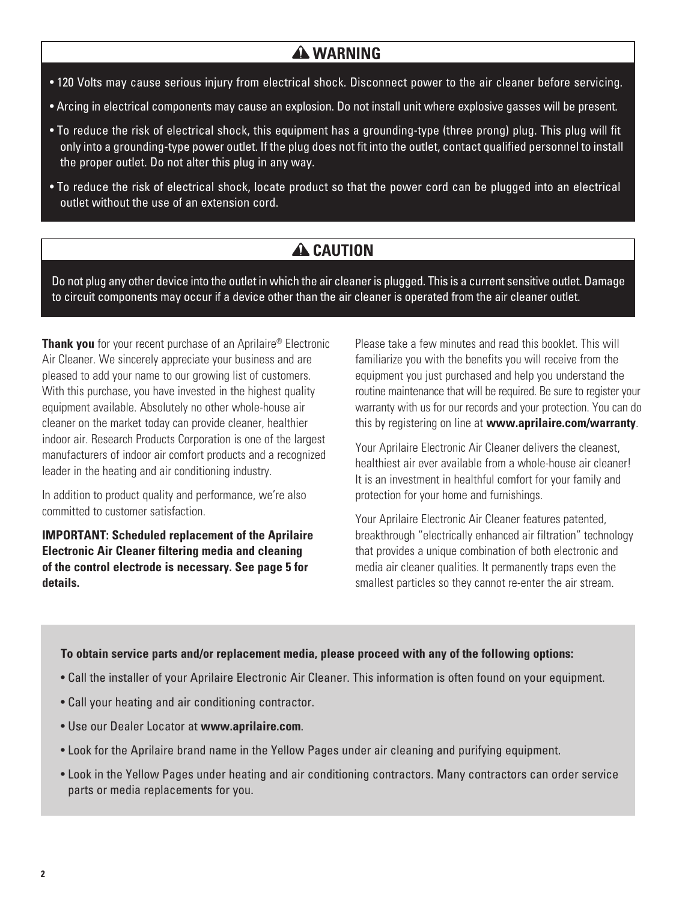## ⚠ WARNING

- 120 Volts may cause serious injury from electrical shock. Disconnect power to the air cleaner before servicing.
- Arcing in electrical components may cause an explosion. Do not install unit where explosive gasses will be present.
- To reduce the risk of electrical shock, this equipment has a grounding-type (three prong) plug. This plug will fit only into a grounding-type power outlet. If the plug does not fit into the outlet, contact qualified personnel to install the proper outlet. Do not alter this plug in any way.
- To reduce the risk of electrical shock, locate product so that the power cord can be plugged into an electrical outlet without the use of an extension cord.

## ⚠ CAUTION

Do not plug any other device into the outlet in which the air cleaner is plugged. This is a current sensitive outlet. Damage to circuit components may occur if a device other than the air cleaner is operated from the air cleaner outlet.

**Thank you** for your recent purchase of an Aprilaire® Electronic Air Cleaner. We sincerely appreciate your business and are pleased to add your name to our growing list of customers. With this purchase, you have invested in the highest quality equipment available. Absolutely no other whole-house air cleaner on the market today can provide cleaner, healthier indoor air. Research Products Corporation is one of the largest manufacturers of indoor air comfort products and a recognized leader in the heating and air conditioning industry.

In addition to product quality and performance, we're also committed to customer satisfaction.

**IMPORTANT: Scheduled replacement of the Aprilaire Electronic Air Cleaner filtering media and cleaning of the control electrode is necessary. See page 5 for details.**

Please take a few minutes and read this booklet. This will familiarize you with the benefits you will receive from the equipment you just purchased and help you understand the routine maintenance that will be required. Be sure to register your warranty with us for our records and your protection. You can do this by registering on line at **www.aprilaire.com/warranty**.

Your Aprilaire Electronic Air Cleaner delivers the cleanest, healthiest air ever available from a whole-house air cleaner! It is an investment in healthful comfort for your family and protection for your home and furnishings.

Your Aprilaire Electronic Air Cleaner features patented, breakthrough "electrically enhanced air filtration" technology that provides a unique combination of both electronic and media air cleaner qualities. It permanently traps even the smallest particles so they cannot re-enter the air stream.

**To obtain service parts and/or replacement media, please proceed with any of the following options:**

- Call the installer of your Aprilaire Electronic Air Cleaner. This information is often found on your equipment.
- Call your heating and air conditioning contractor.
- Use our Dealer Locator at **www.aprilaire.com**.
- Look for the Aprilaire brand name in the Yellow Pages under air cleaning and purifying equipment.
- Look in the Yellow Pages under heating and air conditioning contractors. Many contractors can order service parts or media replacements for you.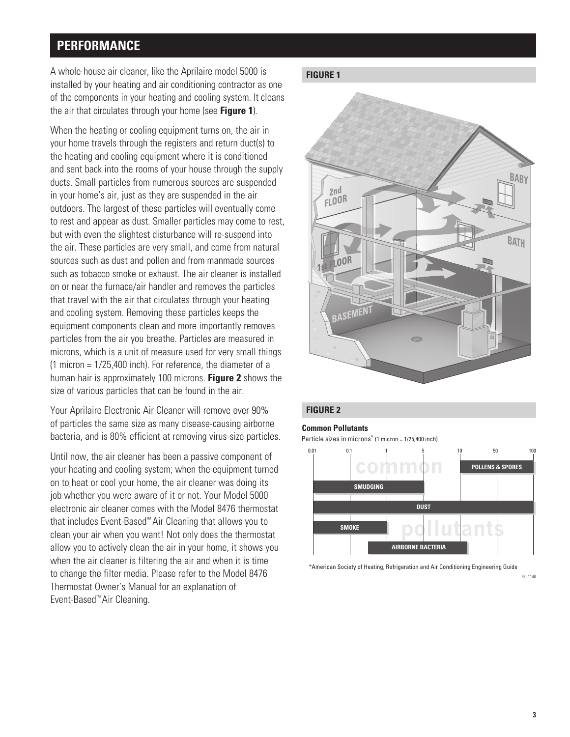## PERFORMANCE

A whole-house air cleaner, like the Aprilaire model 5000 is installed by your heating and air conditioning contractor as one of the components in your heating and cooling system. It cleans the air that circulates through your home (see **Figure 1**).

When the heating or cooling equipment turns on, the air in your home travels through the registers and return duct(s) to the heating and cooling equipment where it is conditioned and sent back into the rooms of your house through the supply ducts. Small particles from numerous sources are suspended in your home's air, just as they are suspended in the air outdoors. The largest of these particles will eventually come to rest and appear as dust. Smaller particles may come to rest, but with even the slightest disturbance will re-suspend into the air. These particles are very small, and come from natural sources such as dust and pollen and from manmade sources such as tobacco smoke or exhaust. The air cleaner is installed on or near the furnace/air handler and removes the particles that travel with the air that circulates through your heating and cooling system. Removing these particles keeps the equipment components clean and more importantly removes particles from the air you breathe. Particles are measured in microns, which is a unit of measure used for very small things (1 micron = 1/25,400 inch). For reference, the diameter of a human hair is approximately 100 microns. **Figure 2** shows the size of various particles that can be found in the air.

Your Aprilaire Electronic Air Cleaner will remove over 90% of particles the same size as many disease-causing airborne bacteria, and is 80% efficient at removing virus-size particles.

Until now, the air cleaner has been a passive component of your heating and cooling system; when the equipment turned on to heat or cool your home, the air cleaner was doing its job whether you were aware of it or not. Your Model 5000 electronic air cleaner comes with the Model 8476 thermostat that includes Event-Based™ Air Cleaning that allows you to clean your air when you want! Not only does the thermostat allow you to actively clean the air in your home, it shows you when the air cleaner is filtering the air and when it is time to change the filter media. Please refer to the Model 8476 Thermostat Owner's Manual for an explanation of Event-Based™ Air Cleaning.

**FIGURE 1**

2nd FLOOR

1st FLOOR

BASEMENT

BABY

BATH

**FIGURE 2**

**Common Pollutants**

Particle sizes in microns* (1 micron = 1/25,400 inch)

| Pollutant | Approximate size range (microns) |
|---|---|
| POLLENS & SPORES | 10 – 100 |
| SMUDGING | 0.01 – 5 |
| DUST | 0.01 – 100 |
| SMOKE | 0.01 – 1 |
| AIRBORNE BACTERIA | 1 – 10 |

*American Society of Heating, Refrigeration and Air Conditioning Engineering Guide

90-1148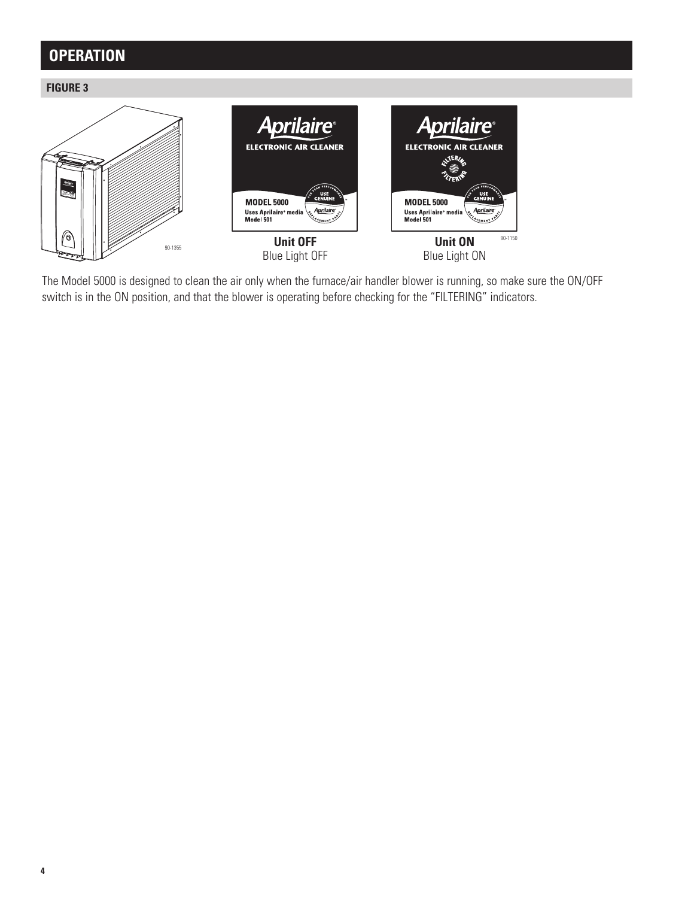## OPERATION

### FIGURE 3

**Unit OFF**
Blue Light OFF

**Unit ON**
Blue Light ON

The Model 5000 is designed to clean the air only when the furnace/air handler blower is running, so make sure the ON/OFF switch is in the ON position, and that the blower is operating before checking for the "FILTERING" indicators.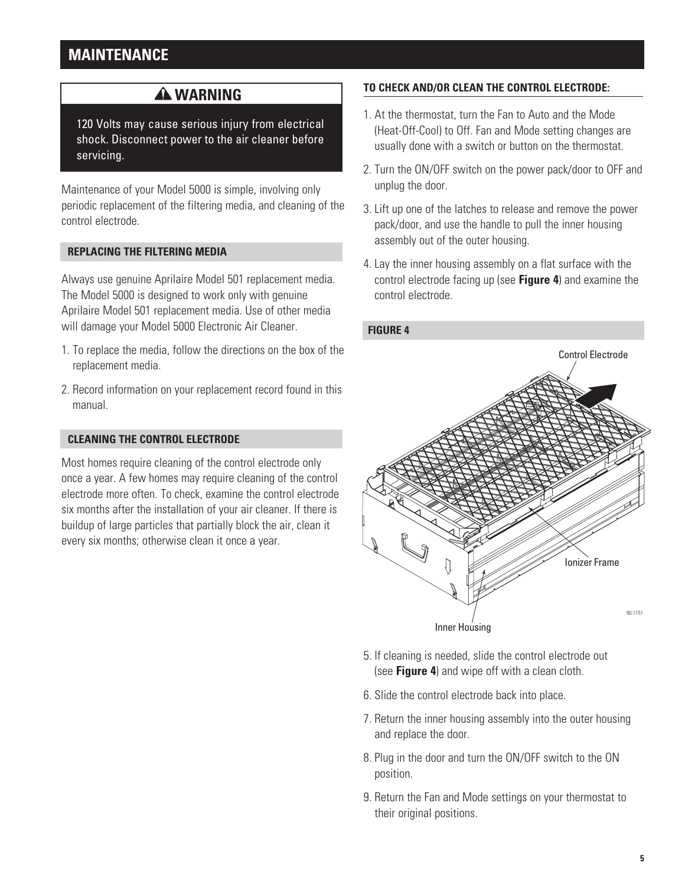## MAINTENANCE

### ⚠ WARNING

120 Volts may cause serious injury from electrical shock. Disconnect power to the air cleaner before servicing.

Maintenance of your Model 5000 is simple, involving only periodic replacement of the filtering media, and cleaning of the control electrode.

### REPLACING THE FILTERING MEDIA

Always use genuine Aprilaire Model 501 replacement media. The Model 5000 is designed to work only with genuine Aprilaire Model 501 replacement media. Use of other media will damage your Model 5000 Electronic Air Cleaner.

1. To replace the media, follow the directions on the box of the replacement media.
2. Record information on your replacement record found in this manual.

### CLEANING THE CONTROL ELECTRODE

Most homes require cleaning of the control electrode only once a year. A few homes may require cleaning of the control electrode more often. To check, examine the control electrode six months after the installation of your air cleaner. If there is buildup of large particles that partially block the air, clean it every six months; otherwise clean it once a year.

### TO CHECK AND/OR CLEAN THE CONTROL ELECTRODE:

1. At the thermostat, turn the Fan to Auto and the Mode (Heat-Off-Cool) to Off. Fan and Mode setting changes are usually done with a switch or button on the thermostat.
2. Turn the ON/OFF switch on the power pack/door to OFF and unplug the door.
3. Lift up one of the latches to release and remove the power pack/door, and use the handle to pull the inner housing assembly out of the outer housing.
4. Lay the inner housing assembly on a flat surface with the control electrode facing up (see **Figure 4**) and examine the control electrode.

**FIGURE 4**

Control Electrode

Ionizer Frame

Inner Housing

90-1151

5. If cleaning is needed, slide the control electrode out (see **Figure 4**) and wipe off with a clean cloth.
6. Slide the control electrode back into place.
7. Return the inner housing assembly into the outer housing and replace the door.
8. Plug in the door and turn the ON/OFF switch to the ON position.
9. Return the Fan and Mode settings on your thermostat to their original positions.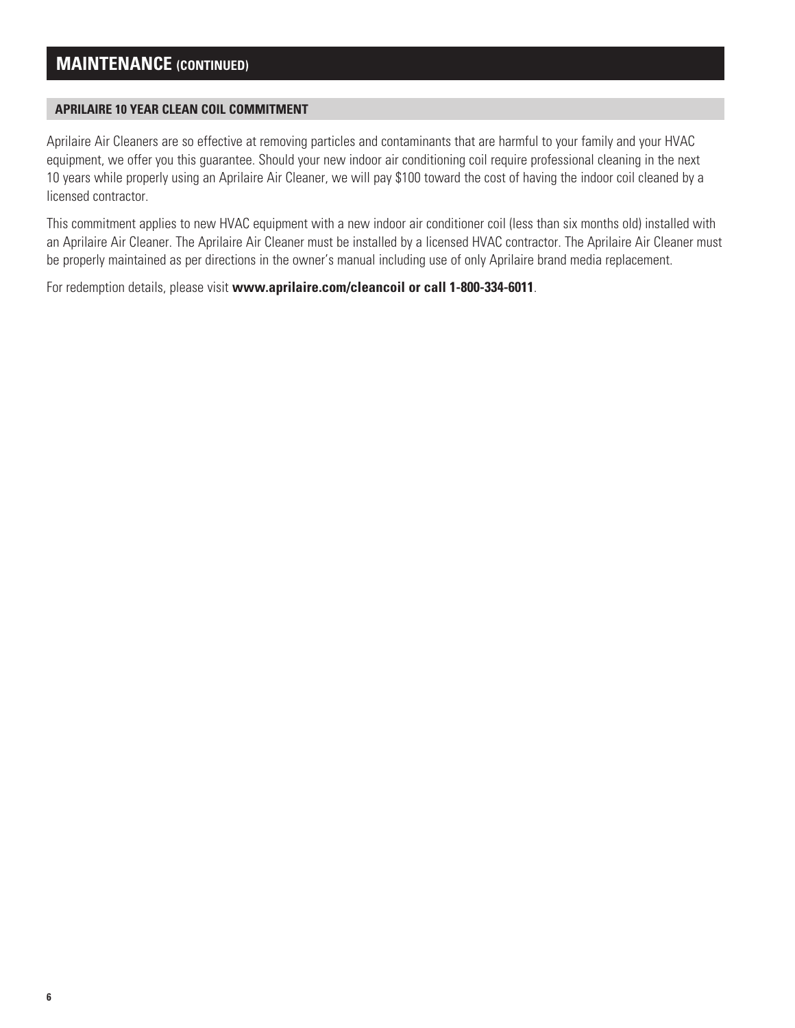# MAINTENANCE (CONTINUED)

## APRILAIRE 10 YEAR CLEAN COIL COMMITMENT

Aprilaire Air Cleaners are so effective at removing particles and contaminants that are harmful to your family and your HVAC equipment, we offer you this guarantee. Should your new indoor air conditioning coil require professional cleaning in the next 10 years while properly using an Aprilaire Air Cleaner, we will pay $100 toward the cost of having the indoor coil cleaned by a licensed contractor.

This commitment applies to new HVAC equipment with a new indoor air conditioner coil (less than six months old) installed with an Aprilaire Air Cleaner. The Aprilaire Air Cleaner must be installed by a licensed HVAC contractor. The Aprilaire Air Cleaner must be properly maintained as per directions in the owner's manual including use of only Aprilaire brand media replacement.

For redemption details, please visit **www.aprilaire.com/cleancoil or call 1-800-334-6011**.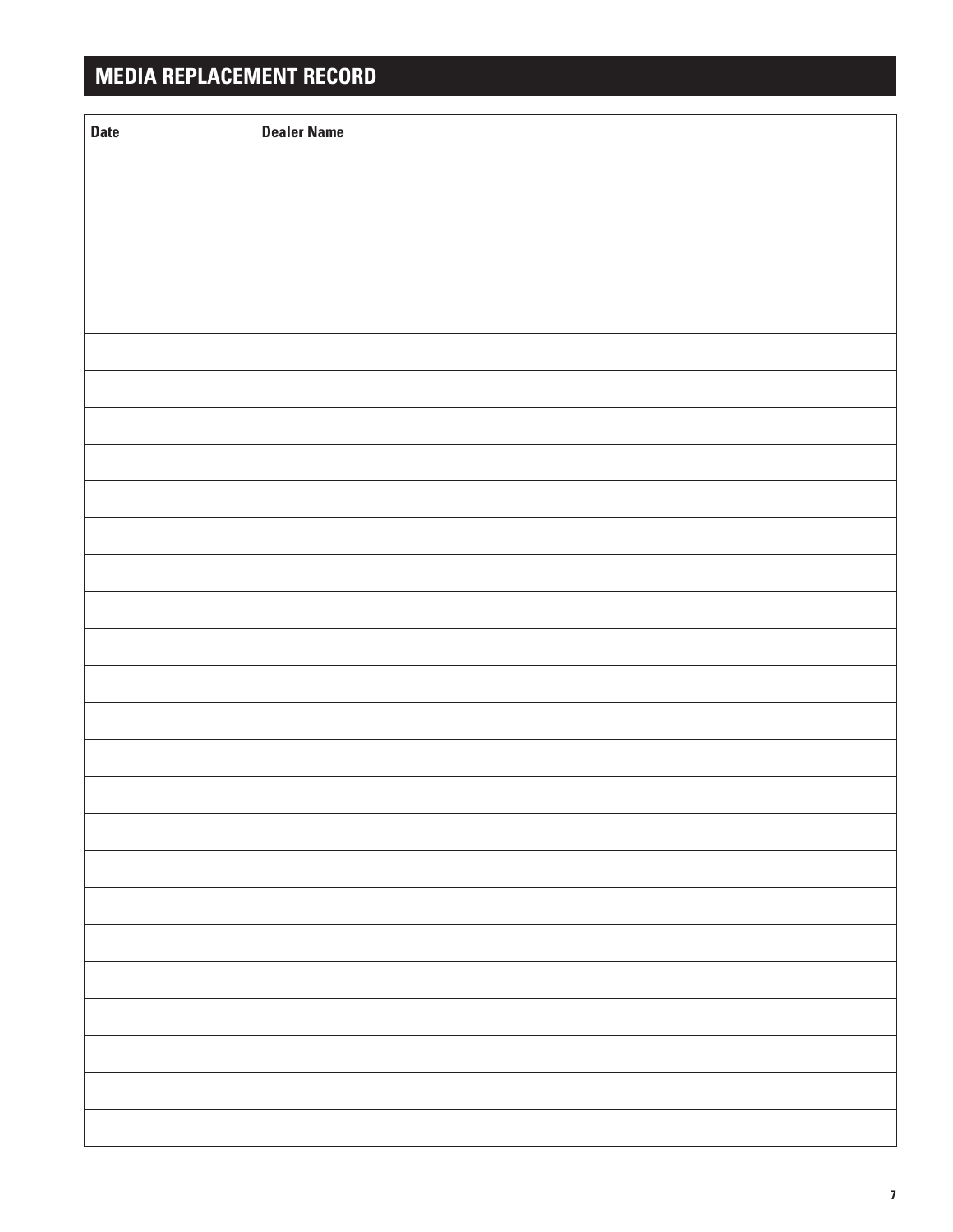## MEDIA REPLACEMENT RECORD

| Date | Dealer Name |
|---|---|
| | |
| | |
| | |
| | |
| | |
| | |
| | |
| | |
| | |
| | |
| | |
| | |
| | |
| | |
| | |
| | |
| | |
| | |
| | |
| | |
| | |
| | |
| | |
| | |
| | |
| | |
| | |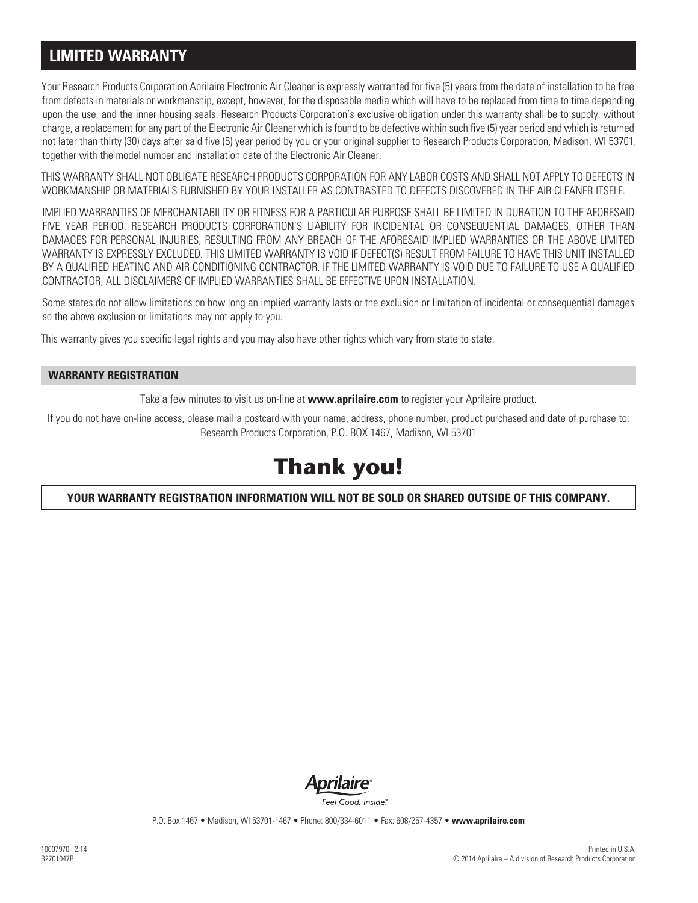## LIMITED WARRANTY

Your Research Products Corporation Aprilaire Electronic Air Cleaner is expressly warranted for five (5) years from the date of installation to be free from defects in materials or workmanship, except, however, for the disposable media which will have to be replaced from time to time depending upon the use, and the inner housing seals. Research Products Corporation's exclusive obligation under this warranty shall be to supply, without charge, a replacement for any part of the Electronic Air Cleaner which is found to be defective within such five (5) year period and which is returned not later than thirty (30) days after said five (5) year period by you or your original supplier to Research Products Corporation, Madison, WI 53701, together with the model number and installation date of the Electronic Air Cleaner.

THIS WARRANTY SHALL NOT OBLIGATE RESEARCH PRODUCTS CORPORATION FOR ANY LABOR COSTS AND SHALL NOT APPLY TO DEFECTS IN WORKMANSHIP OR MATERIALS FURNISHED BY YOUR INSTALLER AS CONTRASTED TO DEFECTS DISCOVERED IN THE AIR CLEANER ITSELF.

IMPLIED WARRANTIES OF MERCHANTABILITY OR FITNESS FOR A PARTICULAR PURPOSE SHALL BE LIMITED IN DURATION TO THE AFORESAID FIVE YEAR PERIOD. RESEARCH PRODUCTS CORPORATION'S LIABILITY FOR INCIDENTAL OR CONSEQUENTIAL DAMAGES, OTHER THAN DAMAGES FOR PERSONAL INJURIES, RESULTING FROM ANY BREACH OF THE AFORESAID IMPLIED WARRANTIES OR THE ABOVE LIMITED WARRANTY IS EXPRESSLY EXCLUDED. THIS LIMITED WARRANTY IS VOID IF DEFECT(S) RESULT FROM FAILURE TO HAVE THIS UNIT INSTALLED BY A QUALIFIED HEATING AND AIR CONDITIONING CONTRACTOR. IF THE LIMITED WARRANTY IS VOID DUE TO FAILURE TO USE A QUALIFIED CONTRACTOR, ALL DISCLAIMERS OF IMPLIED WARRANTIES SHALL BE EFFECTIVE UPON INSTALLATION.

Some states do not allow limitations on how long an implied warranty lasts or the exclusion or limitation of incidental or consequential damages so the above exclusion or limitations may not apply to you.

This warranty gives you specific legal rights and you may also have other rights which vary from state to state.

### WARRANTY REGISTRATION

Take a few minutes to visit us on-line at **www.aprilaire.com** to register your Aprilaire product.

If you do not have on-line access, please mail a postcard with your name, address, phone number, product purchased and date of purchase to: Research Products Corporation, P.O. BOX 1467, Madison, WI 53701

# Thank you!

**YOUR WARRANTY REGISTRATION INFORMATION WILL NOT BE SOLD OR SHARED OUTSIDE OF THIS COMPANY.**

Aprilaire®
Feel Good. Inside.™

P.O. Box 1467 • Madison, WI 53701-1467 • Phone: 800/334-6011 • Fax: 608/257-4357 • **www.aprilaire.com**

10007970 2.14
B2701047B

Printed in U.S.A.
© 2014 Aprilaire – A division of Research Products Corporation